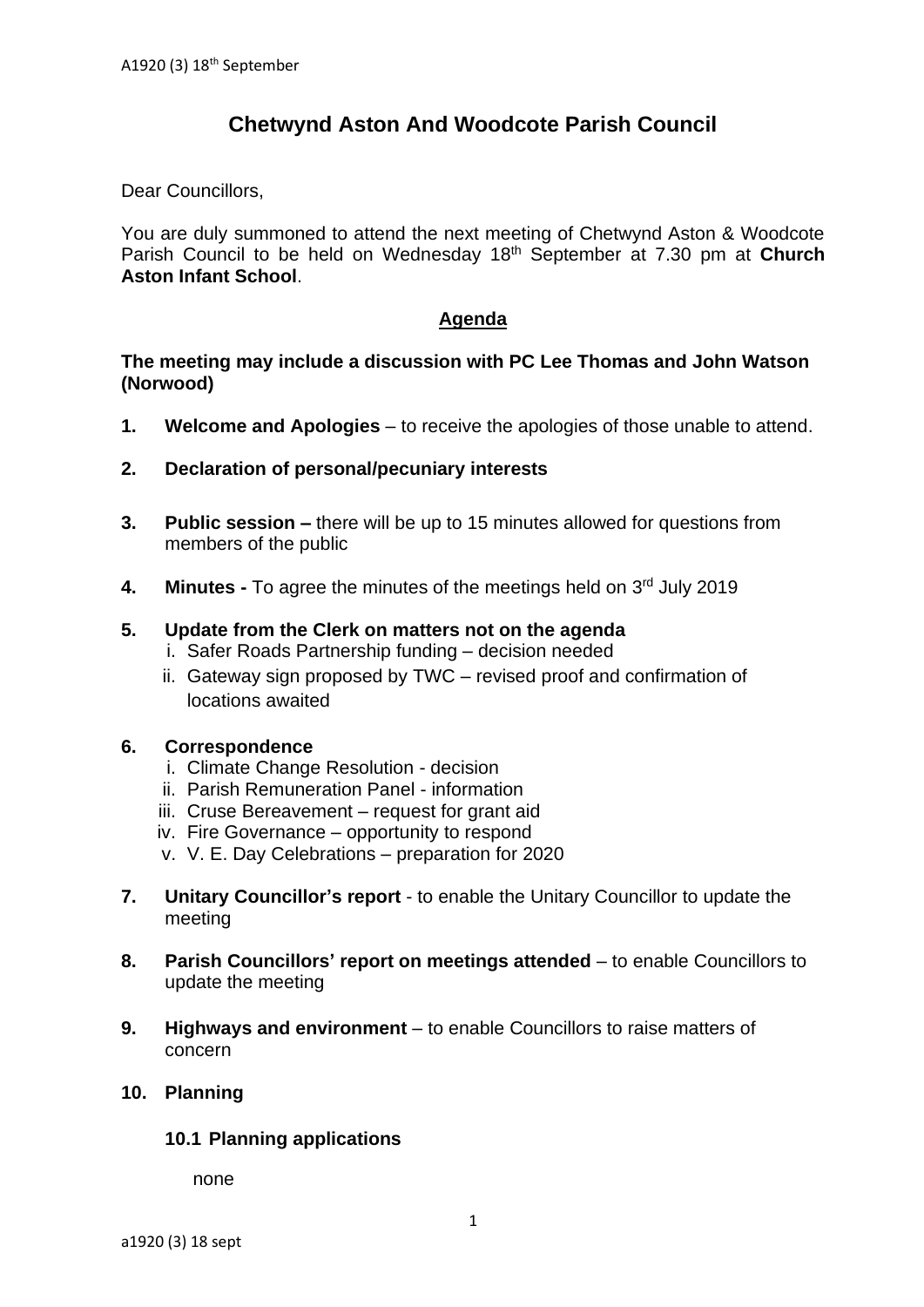# Chetwynd Aston And Woodcote Parish Council

Dear Councillors,

You are duly summoned to attend the next meeting of Chetwynd Aston & Woodcote Parish Council to be held on Wednesday 18th September at 7.30 pm at **Church Aston Infant School**.

## Agenda

**The meeting may include a discussion with PC Lee Thomas and John Watson (Norwood)**

1. **Welcome and Apologies** – to receive the apologies of those unable to attend.

2. **Declaration of personal/pecuniary interests**

3. **Public session –** there will be up to 15 minutes allowed for questions from members of the public

4. **Minutes -** To agree the minutes of the meetings held on 3rd July 2019

5. **Update from the Clerk on matters not on the agenda**
   i. Safer Roads Partnership funding – decision needed
   ii. Gateway sign proposed by TWC – revised proof and confirmation of locations awaited

6. **Correspondence**
   i. Climate Change Resolution - decision
   ii. Parish Remuneration Panel - information
   iii. Cruse Bereavement – request for grant aid
   iv. Fire Governance – opportunity to respond
   v. V. E. Day Celebrations – preparation for 2020

7. **Unitary Councillor's report** - to enable the Unitary Councillor to update the meeting

8. **Parish Councillors' report on meetings attended** – to enable Councillors to update the meeting

9. **Highways and environment** – to enable Councillors to raise matters of concern

10. **Planning**

    **10.1 Planning applications**

    none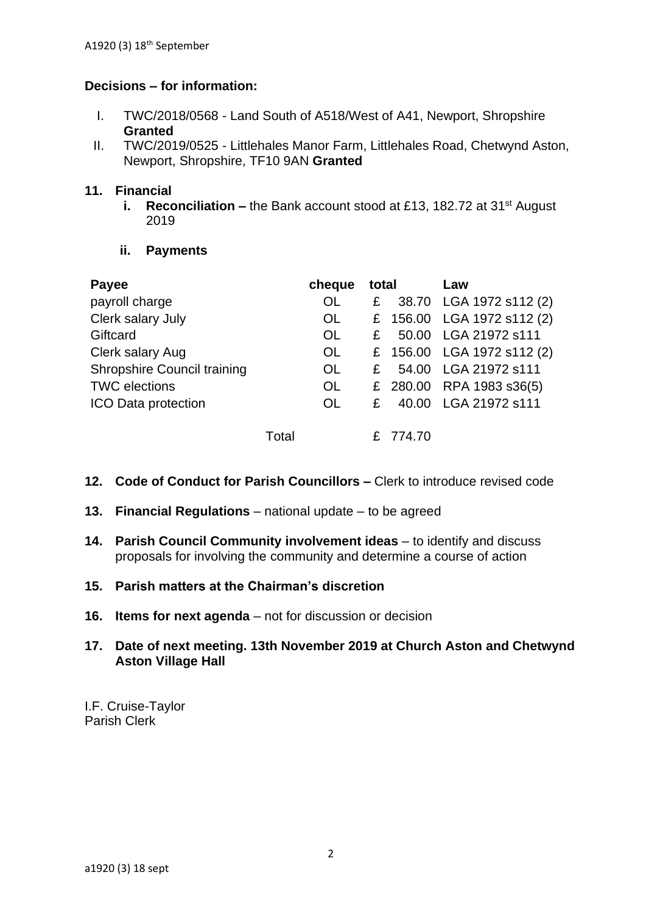**Decisions – for information:**

I. TWC/2018/0568 - Land South of A518/West of A41, Newport, Shropshire **Granted**
II. TWC/2019/0525 - Littlehales Manor Farm, Littlehales Road, Chetwynd Aston, Newport, Shropshire, TF10 9AN **Granted**

**11. Financial**

**i. Reconciliation –** the Bank account stood at £13, 182.72 at 31st August 2019

**ii. Payments**

| Payee | cheque | total | Law |
|---|---|---|---|
| payroll charge | OL | £ 38.70 | LGA 1972 s112 (2) |
| Clerk salary July | OL | £ 156.00 | LGA 1972 s112 (2) |
| Giftcard | OL | £ 50.00 | LGA 21972 s111 |
| Clerk salary Aug | OL | £ 156.00 | LGA 1972 s112 (2) |
| Shropshire Council training | OL | £ 54.00 | LGA 21972 s111 |
| TWC elections | OL | £ 280.00 | RPA 1983 s36(5) |
| ICO Data protection | OL | £ 40.00 | LGA 21972 s111 |
| Total | | £ 774.70 | |

**12. Code of Conduct for Parish Councillors –** Clerk to introduce revised code

**13. Financial Regulations** – national update – to be agreed

**14. Parish Council Community involvement ideas** – to identify and discuss proposals for involving the community and determine a course of action

**15. Parish matters at the Chairman's discretion**

**16. Items for next agenda** – not for discussion or decision

**17. Date of next meeting. 13th November 2019 at Church Aston and Chetwynd Aston Village Hall**

I.F. Cruise-Taylor
Parish Clerk